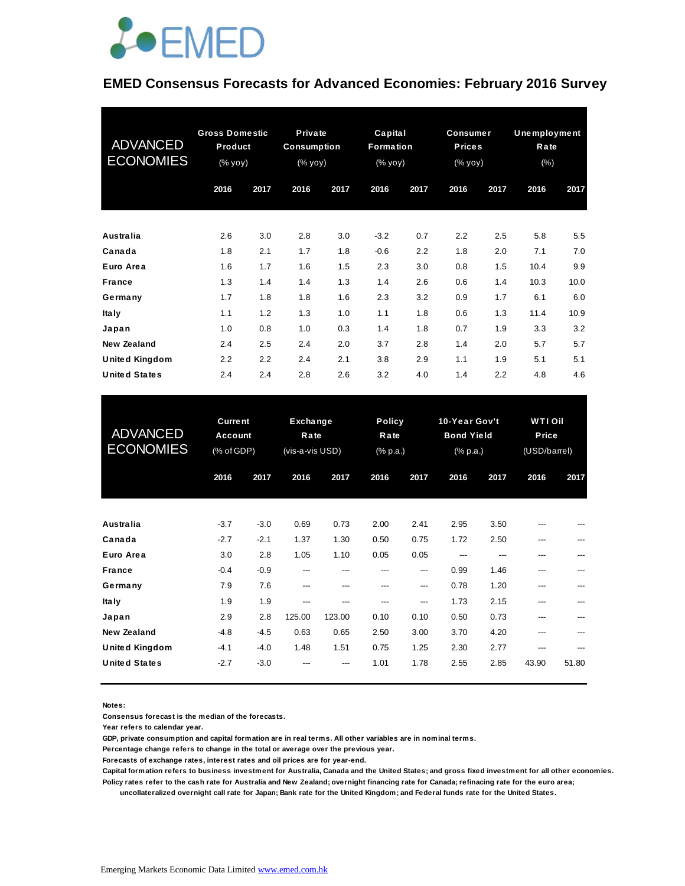EMED

# EMED Consensus Forecasts for Advanced Economies: February 2016 Survey

| ADVANCED ECONOMIES | Gross Domestic Product (% yoy) | | Private Consumption (% yoy) | | Capital Formation (% yoy) | | Consumer Prices (% yoy) | | Unemployment Rate (%) | |
|---|---|---|---|---|---|---|---|---|---|---|
| | 2016 | 2017 | 2016 | 2017 | 2016 | 2017 | 2016 | 2017 | 2016 | 2017 |
| Australia | 2.6 | 3.0 | 2.8 | 3.0 | -3.2 | 0.7 | 2.2 | 2.5 | 5.8 | 5.5 |
| Canada | 1.8 | 2.1 | 1.7 | 1.8 | -0.6 | 2.2 | 1.8 | 2.0 | 7.1 | 7.0 |
| Euro Area | 1.6 | 1.7 | 1.6 | 1.5 | 2.3 | 3.0 | 0.8 | 1.5 | 10.4 | 9.9 |
| France | 1.3 | 1.4 | 1.4 | 1.3 | 1.4 | 2.6 | 0.6 | 1.4 | 10.3 | 10.0 |
| Germany | 1.7 | 1.8 | 1.8 | 1.6 | 2.3 | 3.2 | 0.9 | 1.7 | 6.1 | 6.0 |
| Italy | 1.1 | 1.2 | 1.3 | 1.0 | 1.1 | 1.8 | 0.6 | 1.3 | 11.4 | 10.9 |
| Japan | 1.0 | 0.8 | 1.0 | 0.3 | 1.4 | 1.8 | 0.7 | 1.9 | 3.3 | 3.2 |
| New Zealand | 2.4 | 2.5 | 2.4 | 2.0 | 3.7 | 2.8 | 1.4 | 2.0 | 5.7 | 5.7 |
| United Kingdom | 2.2 | 2.2 | 2.4 | 2.1 | 3.8 | 2.9 | 1.1 | 1.9 | 5.1 | 5.1 |
| United States | 2.4 | 2.4 | 2.8 | 2.6 | 3.2 | 4.0 | 1.4 | 2.2 | 4.8 | 4.6 |

| ADVANCED ECONOMIES | Current Account (% of GDP) | | Exchange Rate (vis-a-vis USD) | | Policy Rate (% p.a.) | | 10-Year Gov't Bond Yield (% p.a.) | | WTI Oil Price (USD/barrel) | |
|---|---|---|---|---|---|---|---|---|---|---|
| | 2016 | 2017 | 2016 | 2017 | 2016 | 2017 | 2016 | 2017 | 2016 | 2017 |
| Australia | -3.7 | -3.0 | 0.69 | 0.73 | 2.00 | 2.41 | 2.95 | 3.50 | --- | --- |
| Canada | -2.7 | -2.1 | 1.37 | 1.30 | 0.50 | 0.75 | 1.72 | 2.50 | --- | --- |
| Euro Area | 3.0 | 2.8 | 1.05 | 1.10 | 0.05 | 0.05 | --- | --- | --- | --- |
| France | -0.4 | -0.9 | --- | --- | --- | --- | 0.99 | 1.46 | --- | --- |
| Germany | 7.9 | 7.6 | --- | --- | --- | --- | 0.78 | 1.20 | --- | --- |
| Italy | 1.9 | 1.9 | --- | --- | --- | --- | 1.73 | 2.15 | --- | --- |
| Japan | 2.9 | 2.8 | 125.00 | 123.00 | 0.10 | 0.10 | 0.50 | 0.73 | --- | --- |
| New Zealand | -4.8 | -4.5 | 0.63 | 0.65 | 2.50 | 3.00 | 3.70 | 4.20 | --- | --- |
| United Kingdom | -4.1 | -4.0 | 1.48 | 1.51 | 0.75 | 1.25 | 2.30 | 2.77 | --- | --- |
| United States | -2.7 | -3.0 | --- | --- | 1.01 | 1.78 | 2.55 | 2.85 | 43.90 | 51.80 |

**Notes:**

**Consensus forecast is the median of the forecasts.**

**Year refers to calendar year.**

**GDP, private consumption and capital formation are in real terms. All other variables are in nominal terms.**

**Percentage change refers to change in the total or average over the previous year.**

**Forecasts of exchange rates, interest rates and oil prices are for year-end.**

**Capital formation refers to business investment for Australia, Canada and the United States; and gross fixed investment for all other economies.**

**Policy rates refer to the cash rate for Australia and New Zealand; overnight financing rate for Canada; refinacing rate for the euro area; uncollateralized overnight call rate for Japan; Bank rate for the United Kingdom; and Federal funds rate for the United States.**

Emerging Markets Economic Data Limited www.emed.com.hk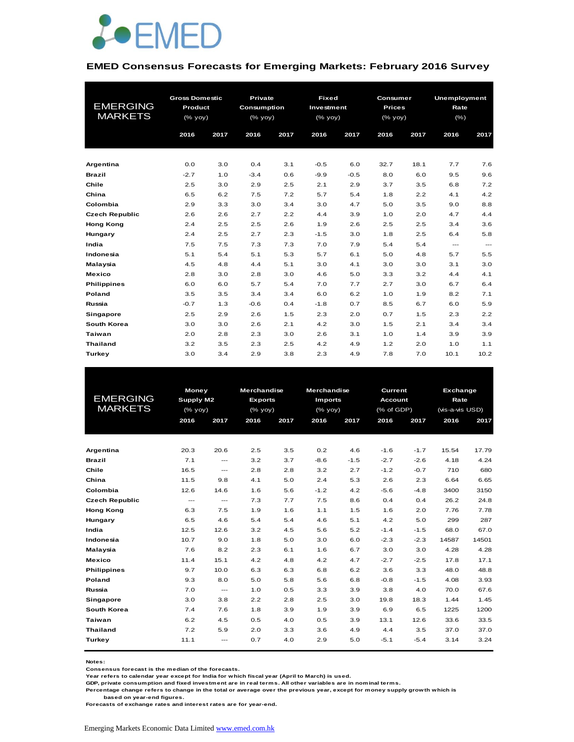EMED

## EMED Consensus Forecasts for Emerging Markets: February 2016 Survey

| EMERGING MARKETS | Gross Domestic Product (% yoy) | | Private Consumption (% yoy) | | Fixed Investment (% yoy) | | Consumer Prices (% yoy) | | Unemployment Rate (%) | |
|---|---|---|---|---|---|---|---|---|---|---|
| | 2016 | 2017 | 2016 | 2017 | 2016 | 2017 | 2016 | 2017 | 2016 | 2017 |
| Argentina | 0.0 | 3.0 | 0.4 | 3.1 | -0.5 | 6.0 | 32.7 | 18.1 | 7.7 | 7.6 |
| Brazil | -2.7 | 1.0 | -3.4 | 0.6 | -9.9 | -0.5 | 8.0 | 6.0 | 9.5 | 9.6 |
| Chile | 2.5 | 3.0 | 2.9 | 2.5 | 2.1 | 2.9 | 3.7 | 3.5 | 6.8 | 7.2 |
| China | 6.5 | 6.2 | 7.5 | 7.2 | 5.7 | 5.4 | 1.8 | 2.2 | 4.1 | 4.2 |
| Colombia | 2.9 | 3.3 | 3.0 | 3.4 | 3.0 | 4.7 | 5.0 | 3.5 | 9.0 | 8.8 |
| Czech Republic | 2.6 | 2.6 | 2.7 | 2.2 | 4.4 | 3.9 | 1.0 | 2.0 | 4.7 | 4.4 |
| Hong Kong | 2.4 | 2.5 | 2.5 | 2.6 | 1.9 | 2.6 | 2.5 | 2.5 | 3.4 | 3.6 |
| Hungary | 2.4 | 2.5 | 2.7 | 2.3 | -1.5 | 3.0 | 1.8 | 2.5 | 6.4 | 5.8 |
| India | 7.5 | 7.5 | 7.3 | 7.3 | 7.0 | 7.9 | 5.4 | 5.4 | --- | --- |
| Indonesia | 5.1 | 5.4 | 5.1 | 5.3 | 5.7 | 6.1 | 5.0 | 4.8 | 5.7 | 5.5 |
| Malaysia | 4.5 | 4.8 | 4.4 | 5.1 | 3.0 | 4.1 | 3.0 | 3.0 | 3.1 | 3.0 |
| Mexico | 2.8 | 3.0 | 2.8 | 3.0 | 4.6 | 5.0 | 3.3 | 3.2 | 4.4 | 4.1 |
| Philippines | 6.0 | 6.0 | 5.7 | 5.4 | 7.0 | 7.7 | 2.7 | 3.0 | 6.7 | 6.4 |
| Poland | 3.5 | 3.5 | 3.4 | 3.4 | 6.0 | 6.2 | 1.0 | 1.9 | 8.2 | 7.1 |
| Russia | -0.7 | 1.3 | -0.6 | 0.4 | -1.8 | 0.7 | 8.5 | 6.7 | 6.0 | 5.9 |
| Singapore | 2.5 | 2.9 | 2.6 | 1.5 | 2.3 | 2.0 | 0.7 | 1.5 | 2.3 | 2.2 |
| South Korea | 3.0 | 3.0 | 2.6 | 2.1 | 4.2 | 3.0 | 1.5 | 2.1 | 3.4 | 3.4 |
| Taiwan | 2.0 | 2.8 | 2.3 | 3.0 | 2.6 | 3.1 | 1.0 | 1.4 | 3.9 | 3.9 |
| Thailand | 3.2 | 3.5 | 2.3 | 2.5 | 4.2 | 4.9 | 1.2 | 2.0 | 1.0 | 1.1 |
| Turkey | 3.0 | 3.4 | 2.9 | 3.8 | 2.3 | 4.9 | 7.8 | 7.0 | 10.1 | 10.2 |

| EMERGING MARKETS | Money Supply M2 (% yoy) | | Merchandise Exports (% yoy) | | Merchandise Imports (% yoy) | | Current Account (% of GDP) | | Exchange Rate (vis-a-vis USD) | |
|---|---|---|---|---|---|---|---|---|---|---|
| | 2016 | 2017 | 2016 | 2017 | 2016 | 2017 | 2016 | 2017 | 2016 | 2017 |
| Argentina | 20.3 | 20.6 | 2.5 | 3.5 | 0.2 | 4.6 | -1.6 | -1.7 | 15.54 | 17.79 |
| Brazil | 7.1 | --- | 3.2 | 3.7 | -8.6 | -1.5 | -2.7 | -2.6 | 4.18 | 4.24 |
| Chile | 16.5 | --- | 2.8 | 2.8 | 3.2 | 2.7 | -1.2 | -0.7 | 710 | 680 |
| China | 11.5 | 9.8 | 4.1 | 5.0 | 2.4 | 5.3 | 2.6 | 2.3 | 6.64 | 6.65 |
| Colombia | 12.6 | 14.6 | 1.6 | 5.6 | -1.2 | 4.2 | -5.6 | -4.8 | 3400 | 3150 |
| Czech Republic | --- | --- | 7.3 | 7.7 | 7.5 | 8.6 | 0.4 | 0.4 | 26.2 | 24.8 |
| Hong Kong | 6.3 | 7.5 | 1.9 | 1.6 | 1.1 | 1.5 | 1.6 | 2.0 | 7.76 | 7.78 |
| Hungary | 6.5 | 4.6 | 5.4 | 5.4 | 4.6 | 5.1 | 4.2 | 5.0 | 299 | 287 |
| India | 12.5 | 12.6 | 3.2 | 4.5 | 5.6 | 5.2 | -1.4 | -1.5 | 68.0 | 67.0 |
| Indonesia | 10.7 | 9.0 | 1.8 | 5.0 | 3.0 | 6.0 | -2.3 | -2.3 | 14587 | 14501 |
| Malaysia | 7.6 | 8.2 | 2.3 | 6.1 | 1.6 | 6.7 | 3.0 | 3.0 | 4.28 | 4.28 |
| Mexico | 11.4 | 15.1 | 4.2 | 4.8 | 4.2 | 4.7 | -2.7 | -2.5 | 17.8 | 17.1 |
| Philippines | 9.7 | 10.0 | 6.3 | 6.3 | 6.8 | 6.2 | 3.6 | 3.3 | 48.0 | 48.8 |
| Poland | 9.3 | 8.0 | 5.0 | 5.8 | 5.6 | 6.8 | -0.8 | -1.5 | 4.08 | 3.93 |
| Russia | 7.0 | --- | 1.0 | 0.5 | 3.3 | 3.9 | 3.8 | 4.0 | 70.0 | 67.6 |
| Singapore | 3.0 | 3.8 | 2.2 | 2.8 | 2.5 | 3.0 | 19.8 | 18.3 | 1.44 | 1.45 |
| South Korea | 7.4 | 7.6 | 1.8 | 3.9 | 1.9 | 3.9 | 6.9 | 6.5 | 1225 | 1200 |
| Taiwan | 6.2 | 4.5 | 0.5 | 4.0 | 0.5 | 3.9 | 13.1 | 12.6 | 33.6 | 33.5 |
| Thailand | 7.2 | 5.9 | 2.0 | 3.3 | 3.6 | 4.9 | 4.4 | 3.5 | 37.0 | 37.0 |
| Turkey | 11.1 | --- | 0.7 | 4.0 | 2.9 | 5.0 | -5.1 | -5.4 | 3.14 | 3.24 |

**Notes:**
Consensus forecast is the median of the forecasts.
Year refers to calendar year except for India for which fiscal year (April to March) is used.
GDP, private consumption and fixed investment are in real terms. All other variables are in nominal terms.
Percentage change refers to change in the total or average over the previous year, except for money supply growth which is based on year-end figures.
Forecasts of exchange rates and interest rates are for year-end.

Emerging Markets Economic Data Limited www.emed.com.hk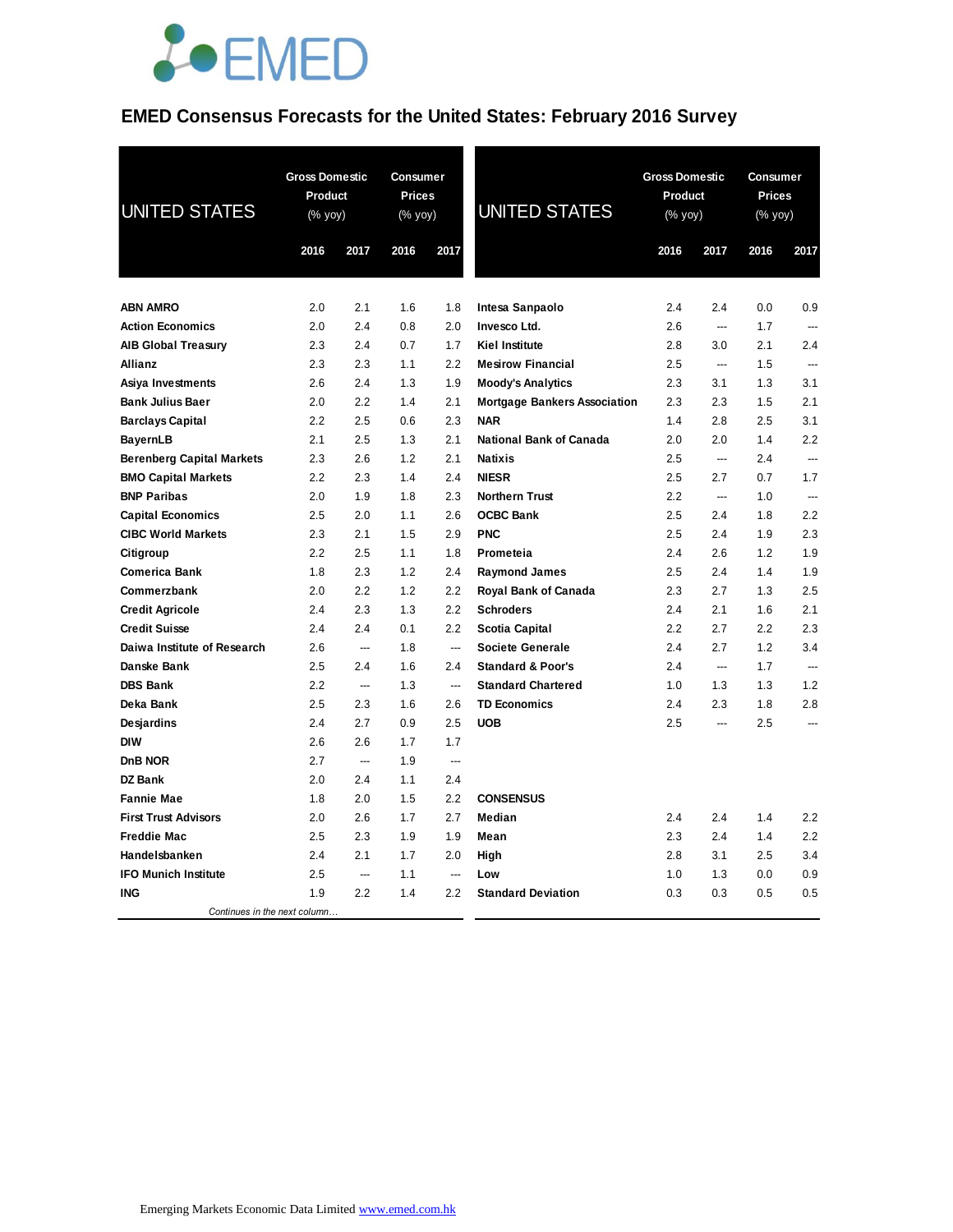# EMED Consensus Forecasts for the United States: February 2016 Survey

| UNITED STATES | Gross Domestic Product (% yoy) | | Consumer Prices (% yoy) | |
|---|---|---|---|---|
| | 2016 | 2017 | 2016 | 2017 |
| ABN AMRO | 2.0 | 2.1 | 1.6 | 1.8 |
| Action Economics | 2.0 | 2.4 | 0.8 | 2.0 |
| AIB Global Treasury | 2.3 | 2.4 | 0.7 | 1.7 |
| Allianz | 2.3 | 2.3 | 1.1 | 2.2 |
| Asiya Investments | 2.6 | 2.4 | 1.3 | 1.9 |
| Bank Julius Baer | 2.0 | 2.2 | 1.4 | 2.1 |
| Barclays Capital | 2.2 | 2.5 | 0.6 | 2.3 |
| BayernLB | 2.1 | 2.5 | 1.3 | 2.1 |
| Berenberg Capital Markets | 2.3 | 2.6 | 1.2 | 2.1 |
| BMO Capital Markets | 2.2 | 2.3 | 1.4 | 2.4 |
| BNP Paribas | 2.0 | 1.9 | 1.8 | 2.3 |
| Capital Economics | 2.5 | 2.0 | 1.1 | 2.6 |
| CIBC World Markets | 2.3 | 2.1 | 1.5 | 2.9 |
| Citigroup | 2.2 | 2.5 | 1.1 | 1.8 |
| Comerica Bank | 1.8 | 2.3 | 1.2 | 2.4 |
| Commerzbank | 2.0 | 2.2 | 1.2 | 2.2 |
| Credit Agricole | 2.4 | 2.3 | 1.3 | 2.2 |
| Credit Suisse | 2.4 | 2.4 | 0.1 | 2.2 |
| Daiwa Institute of Research | 2.6 | --- | 1.8 | --- |
| Danske Bank | 2.5 | 2.4 | 1.6 | 2.4 |
| DBS Bank | 2.2 | --- | 1.3 | --- |
| Deka Bank | 2.5 | 2.3 | 1.6 | 2.6 |
| Desjardins | 2.4 | 2.7 | 0.9 | 2.5 |
| DIW | 2.6 | 2.6 | 1.7 | 1.7 |
| DnB NOR | 2.7 | --- | 1.9 | --- |
| DZ Bank | 2.0 | 2.4 | 1.1 | 2.4 |
| Fannie Mae | 1.8 | 2.0 | 1.5 | 2.2 |
| First Trust Advisors | 2.0 | 2.6 | 1.7 | 2.7 |
| Freddie Mac | 2.5 | 2.3 | 1.9 | 1.9 |
| Handelsbanken | 2.4 | 2.1 | 1.7 | 2.0 |
| IFO Munich Institute | 2.5 | --- | 1.1 | --- |
| ING | 1.9 | 2.2 | 1.4 | 2.2 |
| Intesa Sanpaolo | 2.4 | 2.4 | 0.0 | 0.9 |
| Invesco Ltd. | 2.6 | --- | 1.7 | --- |
| Kiel Institute | 2.8 | 3.0 | 2.1 | 2.4 |
| Mesirow Financial | 2.5 | --- | 1.5 | --- |
| Moody's Analytics | 2.3 | 3.1 | 1.3 | 3.1 |
| Mortgage Bankers Association | 2.3 | 2.3 | 1.5 | 2.1 |
| NAR | 1.4 | 2.8 | 2.5 | 3.1 |
| National Bank of Canada | 2.0 | 2.0 | 1.4 | 2.2 |
| Natixis | 2.5 | --- | 2.4 | --- |
| NIESR | 2.5 | 2.7 | 0.7 | 1.7 |
| Northern Trust | 2.2 | --- | 1.0 | --- |
| OCBC Bank | 2.5 | 2.4 | 1.8 | 2.2 |
| PNC | 2.5 | 2.4 | 1.9 | 2.3 |
| Prometeia | 2.4 | 2.6 | 1.2 | 1.9 |
| Raymond James | 2.5 | 2.4 | 1.4 | 1.9 |
| Royal Bank of Canada | 2.3 | 2.7 | 1.3 | 2.5 |
| Schroders | 2.4 | 2.1 | 1.6 | 2.1 |
| Scotia Capital | 2.2 | 2.7 | 2.2 | 2.3 |
| Societe Generale | 2.4 | 2.7 | 1.2 | 3.4 |
| Standard & Poor's | 2.4 | --- | 1.7 | --- |
| Standard Chartered | 1.0 | 1.3 | 1.3 | 1.2 |
| TD Economics | 2.4 | 2.3 | 1.8 | 2.8 |
| UOB | 2.5 | --- | 2.5 | --- |
| **CONSENSUS** | | | | |
| Median | 2.4 | 2.4 | 1.4 | 2.2 |
| Mean | 2.3 | 2.4 | 1.4 | 2.2 |
| High | 2.8 | 3.1 | 2.5 | 3.4 |
| Low | 1.0 | 1.3 | 0.0 | 0.9 |
| Standard Deviation | 0.3 | 0.3 | 0.5 | 0.5 |

Emerging Markets Economic Data Limited www.emed.com.hk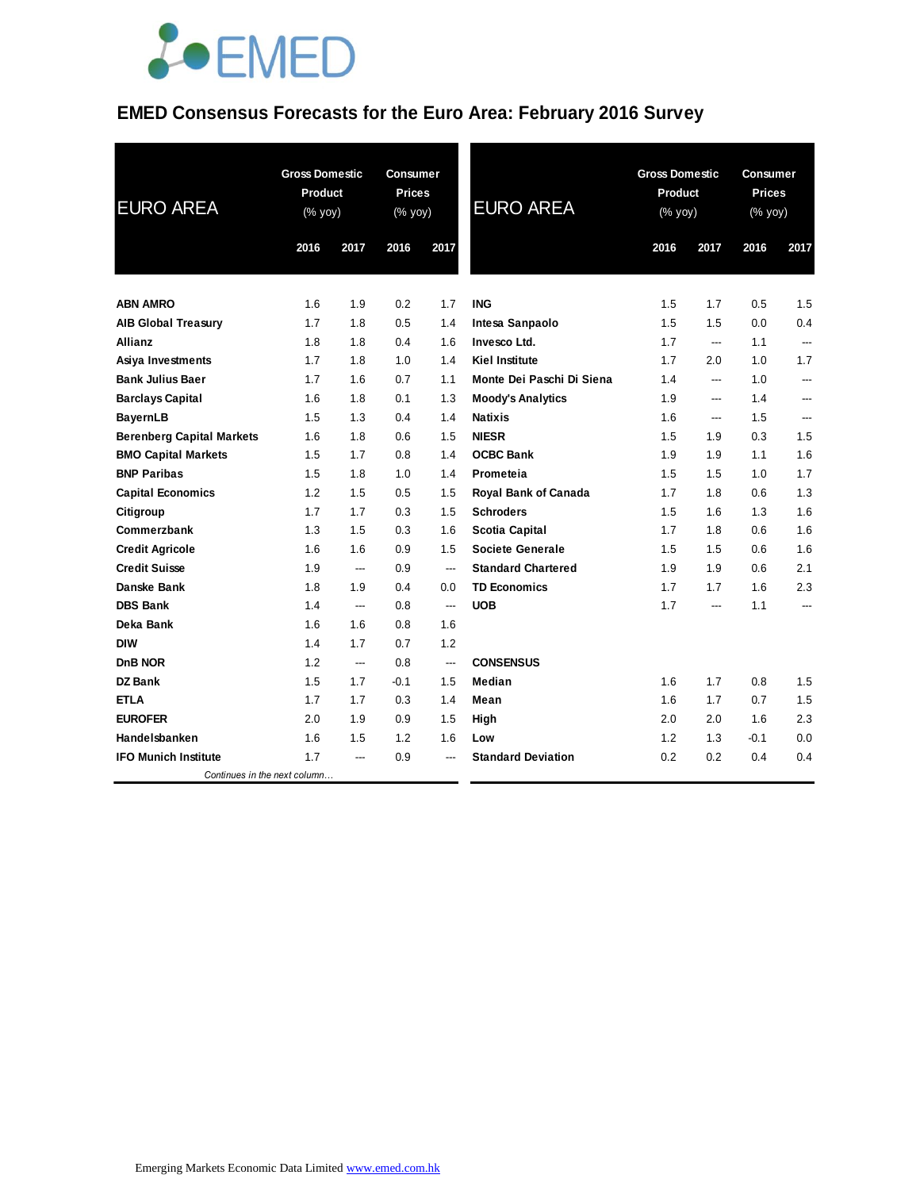EMED

# EMED Consensus Forecasts for the Euro Area: February 2016 Survey

| EURO AREA | Gross Domestic Product (% yoy) | | Consumer Prices (% yoy) | |
|---|---|---|---|---|
| | 2016 | 2017 | 2016 | 2017 |
| **ABN AMRO** | 1.6 | 1.9 | 0.2 | 1.7 |
| **AIB Global Treasury** | 1.7 | 1.8 | 0.5 | 1.4 |
| **Allianz** | 1.8 | 1.8 | 0.4 | 1.6 |
| **Asiya Investments** | 1.7 | 1.8 | 1.0 | 1.4 |
| **Bank Julius Baer** | 1.7 | 1.6 | 0.7 | 1.1 |
| **Barclays Capital** | 1.6 | 1.8 | 0.1 | 1.3 |
| **BayernLB** | 1.5 | 1.3 | 0.4 | 1.4 |
| **Berenberg Capital Markets** | 1.6 | 1.8 | 0.6 | 1.5 |
| **BMO Capital Markets** | 1.5 | 1.7 | 0.8 | 1.4 |
| **BNP Paribas** | 1.5 | 1.8 | 1.0 | 1.4 |
| **Capital Economics** | 1.2 | 1.5 | 0.5 | 1.5 |
| **Citigroup** | 1.7 | 1.7 | 0.3 | 1.5 |
| **Commerzbank** | 1.3 | 1.5 | 0.3 | 1.6 |
| **Credit Agricole** | 1.6 | 1.6 | 0.9 | 1.5 |
| **Credit Suisse** | 1.9 | --- | 0.9 | --- |
| **Danske Bank** | 1.8 | 1.9 | 0.4 | 0.0 |
| **DBS Bank** | 1.4 | --- | 0.8 | --- |
| **Deka Bank** | 1.6 | 1.6 | 0.8 | 1.6 |
| **DIW** | 1.4 | 1.7 | 0.7 | 1.2 |
| **DnB NOR** | 1.2 | --- | 0.8 | --- |
| **DZ Bank** | 1.5 | 1.7 | -0.1 | 1.5 |
| **ETLA** | 1.7 | 1.7 | 0.3 | 1.4 |
| **EUROFER** | 2.0 | 1.9 | 0.9 | 1.5 |
| **Handelsbanken** | 1.6 | 1.5 | 1.2 | 1.6 |
| **IFO Munich Institute** | 1.7 | --- | 0.9 | --- |
| **ING** | 1.5 | 1.7 | 0.5 | 1.5 |
| **Intesa Sanpaolo** | 1.5 | 1.5 | 0.0 | 0.4 |
| **Invesco Ltd.** | 1.7 | --- | 1.1 | --- |
| **Kiel Institute** | 1.7 | 2.0 | 1.0 | 1.7 |
| **Monte Dei Paschi Di Siena** | 1.4 | --- | 1.0 | --- |
| **Moody's Analytics** | 1.9 | --- | 1.4 | --- |
| **Natixis** | 1.6 | --- | 1.5 | --- |
| **NIESR** | 1.5 | 1.9 | 0.3 | 1.5 |
| **OCBC Bank** | 1.9 | 1.9 | 1.1 | 1.6 |
| **Prometeia** | 1.5 | 1.5 | 1.0 | 1.7 |
| **Royal Bank of Canada** | 1.7 | 1.8 | 0.6 | 1.3 |
| **Schroders** | 1.5 | 1.6 | 1.3 | 1.6 |
| **Scotia Capital** | 1.7 | 1.8 | 0.6 | 1.6 |
| **Societe Generale** | 1.5 | 1.5 | 0.6 | 1.6 |
| **Standard Chartered** | 1.9 | 1.9 | 0.6 | 2.1 |
| **TD Economics** | 1.7 | 1.7 | 1.6 | 2.3 |
| **UOB** | 1.7 | --- | 1.1 | --- |
| **CONSENSUS** | | | | |
| **Median** | 1.6 | 1.7 | 0.8 | 1.5 |
| **Mean** | 1.6 | 1.7 | 0.7 | 1.5 |
| **High** | 2.0 | 2.0 | 1.6 | 2.3 |
| **Low** | 1.2 | 1.3 | -0.1 | 0.0 |
| **Standard Deviation** | 0.2 | 0.2 | 0.4 | 0.4 |

*Continues in the next column…*

Emerging Markets Economic Data Limited www.emed.com.hk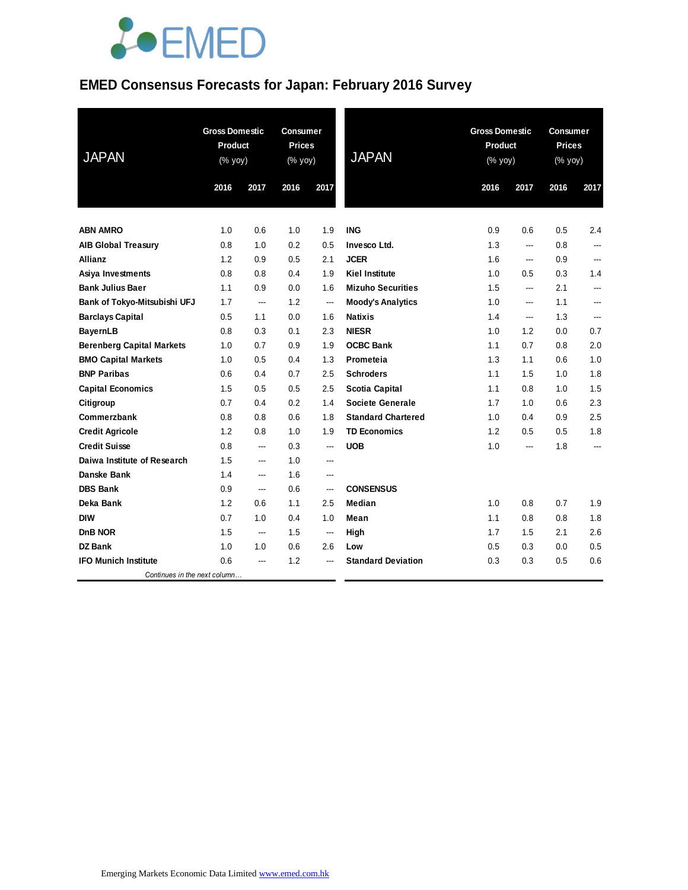# EMED Consensus Forecasts for Japan: February 2016 Survey

| JAPAN | Gross Domestic Product (% yoy) | | Consumer Prices (% yoy) | |
|---|---|---|---|---|
| | 2016 | 2017 | 2016 | 2017 |
| ABN AMRO | 1.0 | 0.6 | 1.0 | 1.9 |
| AIB Global Treasury | 0.8 | 1.0 | 0.2 | 0.5 |
| Allianz | 1.2 | 0.9 | 0.5 | 2.1 |
| Asiya Investments | 0.8 | 0.8 | 0.4 | 1.9 |
| Bank Julius Baer | 1.1 | 0.9 | 0.0 | 1.6 |
| Bank of Tokyo-Mitsubishi UFJ | 1.7 | --- | 1.2 | --- |
| Barclays Capital | 0.5 | 1.1 | 0.0 | 1.6 |
| BayernLB | 0.8 | 0.3 | 0.1 | 2.3 |
| Berenberg Capital Markets | 1.0 | 0.7 | 0.9 | 1.9 |
| BMO Capital Markets | 1.0 | 0.5 | 0.4 | 1.3 |
| BNP Paribas | 0.6 | 0.4 | 0.7 | 2.5 |
| Capital Economics | 1.5 | 0.5 | 0.5 | 2.5 |
| Citigroup | 0.7 | 0.4 | 0.2 | 1.4 |
| Commerzbank | 0.8 | 0.8 | 0.6 | 1.8 |
| Credit Agricole | 1.2 | 0.8 | 1.0 | 1.9 |
| Credit Suisse | 0.8 | --- | 0.3 | --- |
| Daiwa Institute of Research | 1.5 | --- | 1.0 | --- |
| Danske Bank | 1.4 | --- | 1.6 | --- |
| DBS Bank | 0.9 | --- | 0.6 | --- |
| Deka Bank | 1.2 | 0.6 | 1.1 | 2.5 |
| DIW | 0.7 | 1.0 | 0.4 | 1.0 |
| DnB NOR | 1.5 | --- | 1.5 | --- |
| DZ Bank | 1.0 | 1.0 | 0.6 | 2.6 |
| IFO Munich Institute | 0.6 | --- | 1.2 | --- |
| ING | 0.9 | 0.6 | 0.5 | 2.4 |
| Invesco Ltd. | 1.3 | --- | 0.8 | --- |
| JCER | 1.6 | --- | 0.9 | --- |
| Kiel Institute | 1.0 | 0.5 | 0.3 | 1.4 |
| Mizuho Securities | 1.5 | --- | 2.1 | --- |
| Moody's Analytics | 1.0 | --- | 1.1 | --- |
| Natixis | 1.4 | --- | 1.3 | --- |
| NIESR | 1.0 | 1.2 | 0.0 | 0.7 |
| OCBC Bank | 1.1 | 0.7 | 0.8 | 2.0 |
| Prometeia | 1.3 | 1.1 | 0.6 | 1.0 |
| Schroders | 1.1 | 1.5 | 1.0 | 1.8 |
| Scotia Capital | 1.1 | 0.8 | 1.0 | 1.5 |
| Societe Generale | 1.7 | 1.0 | 0.6 | 2.3 |
| Standard Chartered | 1.0 | 0.4 | 0.9 | 2.5 |
| TD Economics | 1.2 | 0.5 | 0.5 | 1.8 |
| UOB | 1.0 | --- | 1.8 | --- |
| **CONSENSUS** | | | | |
| Median | 1.0 | 0.8 | 0.7 | 1.9 |
| Mean | 1.1 | 0.8 | 0.8 | 1.8 |
| High | 1.7 | 1.5 | 2.1 | 2.6 |
| Low | 0.5 | 0.3 | 0.0 | 0.5 |
| Standard Deviation | 0.3 | 0.3 | 0.5 | 0.6 |

Emerging Markets Economic Data Limited www.emed.com.hk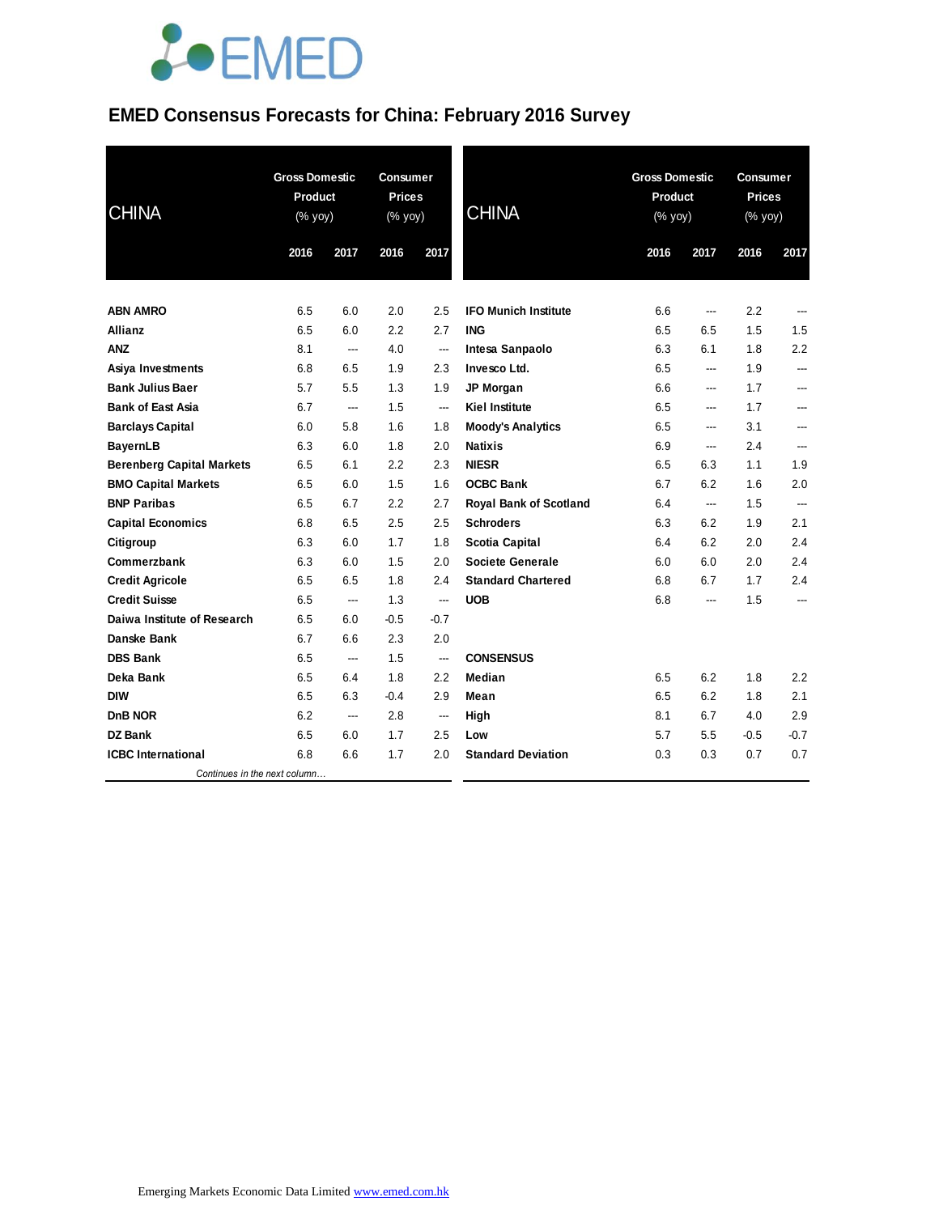EMED

# EMED Consensus Forecasts for China: February 2016 Survey

| CHINA | Gross Domestic Product (% yoy) | | Consumer Prices (% yoy) | |
|---|---|---|---|---|
| | 2016 | 2017 | 2016 | 2017 |
| **ABN AMRO** | 6.5 | 6.0 | 2.0 | 2.5 |
| **Allianz** | 6.5 | 6.0 | 2.2 | 2.7 |
| **ANZ** | 8.1 | --- | 4.0 | --- |
| **Asiya Investments** | 6.8 | 6.5 | 1.9 | 2.3 |
| **Bank Julius Baer** | 5.7 | 5.5 | 1.3 | 1.9 |
| **Bank of East Asia** | 6.7 | --- | 1.5 | --- |
| **Barclays Capital** | 6.0 | 5.8 | 1.6 | 1.8 |
| **BayernLB** | 6.3 | 6.0 | 1.8 | 2.0 |
| **Berenberg Capital Markets** | 6.5 | 6.1 | 2.2 | 2.3 |
| **BMO Capital Markets** | 6.5 | 6.0 | 1.5 | 1.6 |
| **BNP Paribas** | 6.5 | 6.7 | 2.2 | 2.7 |
| **Capital Economics** | 6.8 | 6.5 | 2.5 | 2.5 |
| **Citigroup** | 6.3 | 6.0 | 1.7 | 1.8 |
| **Commerzbank** | 6.3 | 6.0 | 1.5 | 2.0 |
| **Credit Agricole** | 6.5 | 6.5 | 1.8 | 2.4 |
| **Credit Suisse** | 6.5 | --- | 1.3 | --- |
| **Daiwa Institute of Research** | 6.5 | 6.0 | -0.5 | -0.7 |
| **Danske Bank** | 6.7 | 6.6 | 2.3 | 2.0 |
| **DBS Bank** | 6.5 | --- | 1.5 | --- |
| **Deka Bank** | 6.5 | 6.4 | 1.8 | 2.2 |
| **DIW** | 6.5 | 6.3 | -0.4 | 2.9 |
| **DnB NOR** | 6.2 | --- | 2.8 | --- |
| **DZ Bank** | 6.5 | 6.0 | 1.7 | 2.5 |
| **ICBC International** | 6.8 | 6.6 | 1.7 | 2.0 |
| **IFO Munich Institute** | 6.6 | --- | 2.2 | --- |
| **ING** | 6.5 | 6.5 | 1.5 | 1.5 |
| **Intesa Sanpaolo** | 6.3 | 6.1 | 1.8 | 2.2 |
| **Invesco Ltd.** | 6.5 | --- | 1.9 | --- |
| **JP Morgan** | 6.6 | --- | 1.7 | --- |
| **Kiel Institute** | 6.5 | --- | 1.7 | --- |
| **Moody's Analytics** | 6.5 | --- | 3.1 | --- |
| **Natixis** | 6.9 | --- | 2.4 | --- |
| **NIESR** | 6.5 | 6.3 | 1.1 | 1.9 |
| **OCBC Bank** | 6.7 | 6.2 | 1.6 | 2.0 |
| **Royal Bank of Scotland** | 6.4 | --- | 1.5 | --- |
| **Schroders** | 6.3 | 6.2 | 1.9 | 2.1 |
| **Scotia Capital** | 6.4 | 6.2 | 2.0 | 2.4 |
| **Societe Generale** | 6.0 | 6.0 | 2.0 | 2.4 |
| **Standard Chartered** | 6.8 | 6.7 | 1.7 | 2.4 |
| **UOB** | 6.8 | --- | 1.5 | --- |
| **CONSENSUS** | | | | |
| **Median** | 6.5 | 6.2 | 1.8 | 2.2 |
| **Mean** | 6.5 | 6.2 | 1.8 | 2.1 |
| **High** | 8.1 | 6.7 | 4.0 | 2.9 |
| **Low** | 5.7 | 5.5 | -0.5 | -0.7 |
| **Standard Deviation** | 0.3 | 0.3 | 0.7 | 0.7 |

*Continues in the next column…*

Emerging Markets Economic Data Limited www.emed.com.hk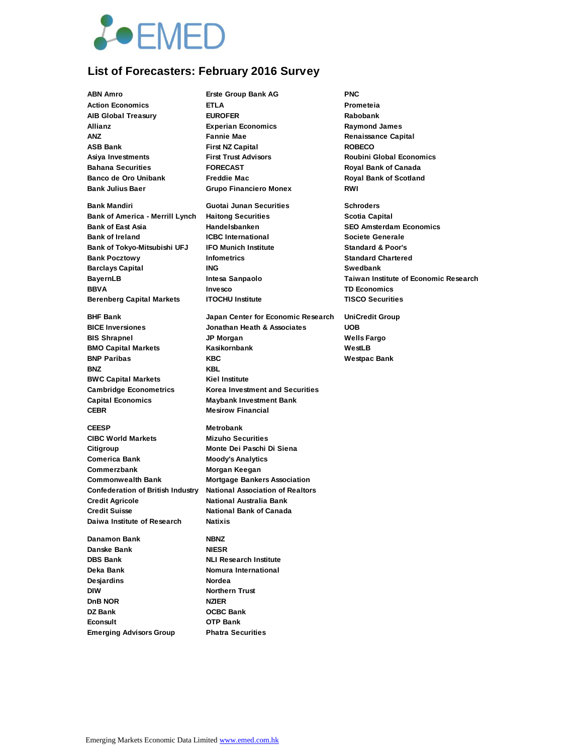# List of Forecasters: February 2016 Survey

**ABN Amro**
**Action Economics**
**AIB Global Treasury**
**Allianz**
**ANZ**
**ASB Bank**
**Asiya Investments**
**Bahana Securities**
**Banco de Oro Unibank**
**Bank Julius Baer**

**Bank Mandiri**
**Bank of America - Merrill Lynch**
**Bank of East Asia**
**Bank of Ireland**
**Bank of Tokyo-Mitsubishi UFJ**
**Bank Pocztowy**
**Barclays Capital**
**BayernLB**
**BBVA**
**Berenberg Capital Markets**

**BHF Bank**
**BICE Inversiones**
**BIS Shrapnel**
**BMO Capital Markets**
**BNP Paribas**
**BNZ**
**BWC Capital Markets**
**Cambridge Econometrics**
**Capital Economics**
**CEBR**

**CEESP**
**CIBC World Markets**
**Citigroup**
**Comerica Bank**
**Commerzbank**
**Commonwealth Bank**
**Confederation of British Industry**
**Credit Agricole**
**Credit Suisse**
**Daiwa Institute of Research**

**Danamon Bank**
**Danske Bank**
**DBS Bank**
**Deka Bank**
**Desjardins**
**DIW**
**DnB NOR**
**DZ Bank**
**Econsult**
**Emerging Advisors Group**

**Erste Group Bank AG**
**ETLA**
**EUROFER**
**Experian Economics**
**Fannie Mae**
**First NZ Capital**
**First Trust Advisors**
**FORECAST**
**Freddie Mac**
**Grupo Financiero Monex**

**Guotai Junan Securities**
**Haitong Securities**
**Handelsbanken**
**ICBC International**
**IFO Munich Institute**
**Infometrics**
**ING**
**Intesa Sanpaolo**
**Invesco**
**ITOCHU Institute**

**Japan Center for Economic Research**
**Jonathan Heath & Associates**
**JP Morgan**
**Kasikornbank**
**KBC**
**KBL**
**Kiel Institute**
**Korea Investment and Securities**
**Maybank Investment Bank**
**Mesirow Financial**

**Metrobank**
**Mizuho Securities**
**Monte Dei Paschi Di Siena**
**Moody's Analytics**
**Morgan Keegan**
**Mortgage Bankers Association**
**National Association of Realtors**
**National Australia Bank**
**National Bank of Canada**
**Natixis**

**NBNZ**
**NIESR**
**NLI Research Institute**
**Nomura International**
**Nordea**
**Northern Trust**
**NZIER**
**OCBC Bank**
**OTP Bank**
**Phatra Securities**

**PNC**
**Prometeia**
**Rabobank**
**Raymond James**
**Renaissance Capital**
**ROBECO**
**Roubini Global Economics**
**Royal Bank of Canada**
**Royal Bank of Scotland**
**RWI**

**Schroders**
**Scotia Capital**
**SEO Amsterdam Economics**
**Societe Generale**
**Standard & Poor's**
**Standard Chartered**
**Swedbank**
**Taiwan Institute of Economic Research**
**TD Economics**
**TISCO Securities**

**UniCredit Group**
**UOB**
**Wells Fargo**
**WestLB**
**Westpac Bank**

Emerging Markets Economic Data Limited www.emed.com.hk